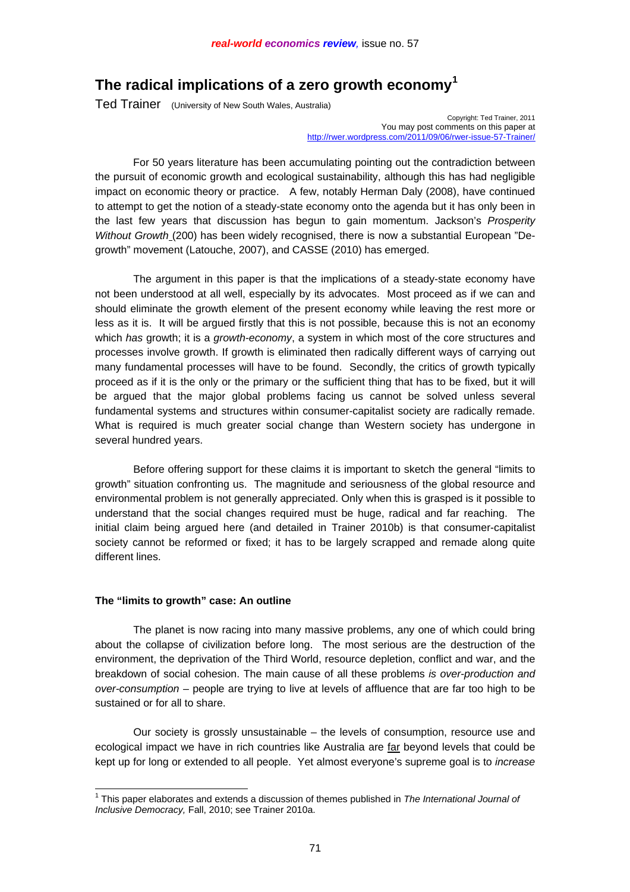# The radical implications of a zero growth economy[1]

Ted Trainer (University of New South Wales, Australia)

Copyright: Ted Trainer, 2011
You may post comments on this paper at
http://rwer.wordpress.com/2011/09/06/rwer-issue-57-Trainer/

For 50 years literature has been accumulating pointing out the contradiction between the pursuit of economic growth and ecological sustainability, although this has had negligible impact on economic theory or practice. A few, notably Herman Daly (2008), have continued to attempt to get the notion of a steady-state economy onto the agenda but it has only been in the last few years that discussion has begun to gain momentum. Jackson's *Prosperity Without Growth* (200) has been widely recognised, there is now a substantial European "De-growth" movement (Latouche, 2007), and CASSE (2010) has emerged.

The argument in this paper is that the implications of a steady-state economy have not been understood at all well, especially by its advocates. Most proceed as if we can and should eliminate the growth element of the present economy while leaving the rest more or less as it is. It will be argued firstly that this is not possible, because this is not an economy which *has* growth; it is a *growth-economy*, a system in which most of the core structures and processes involve growth. If growth is eliminated then radically different ways of carrying out many fundamental processes will have to be found. Secondly, the critics of growth typically proceed as if it is the only or the primary or the sufficient thing that has to be fixed, but it will be argued that the major global problems facing us cannot be solved unless several fundamental systems and structures within consumer-capitalist society are radically remade. What is required is much greater social change than Western society has undergone in several hundred years.

Before offering support for these claims it is important to sketch the general "limits to growth" situation confronting us. The magnitude and seriousness of the global resource and environmental problem is not generally appreciated. Only when this is grasped is it possible to understand that the social changes required must be huge, radical and far reaching. The initial claim being argued here (and detailed in Trainer 2010b) is that consumer-capitalist society cannot be reformed or fixed; it has to be largely scrapped and remade along quite different lines.

### The "limits to growth" case: An outline

The planet is now racing into many massive problems, any one of which could bring about the collapse of civilization before long. The most serious are the destruction of the environment, the deprivation of the Third World, resource depletion, conflict and war, and the breakdown of social cohesion. The main cause of all these problems *is over-production and over-consumption* – people are trying to live at levels of affluence that are far too high to be sustained or for all to share.

Our society is grossly unsustainable – the levels of consumption, resource use and ecological impact we have in rich countries like Australia are <u>far</u> beyond levels that could be kept up for long or extended to all people. Yet almost everyone's supreme goal is to *increase*

---

[1] This paper elaborates and extends a discussion of themes published in *The International Journal of Inclusive Democracy,* Fall, 2010; see Trainer 2010a.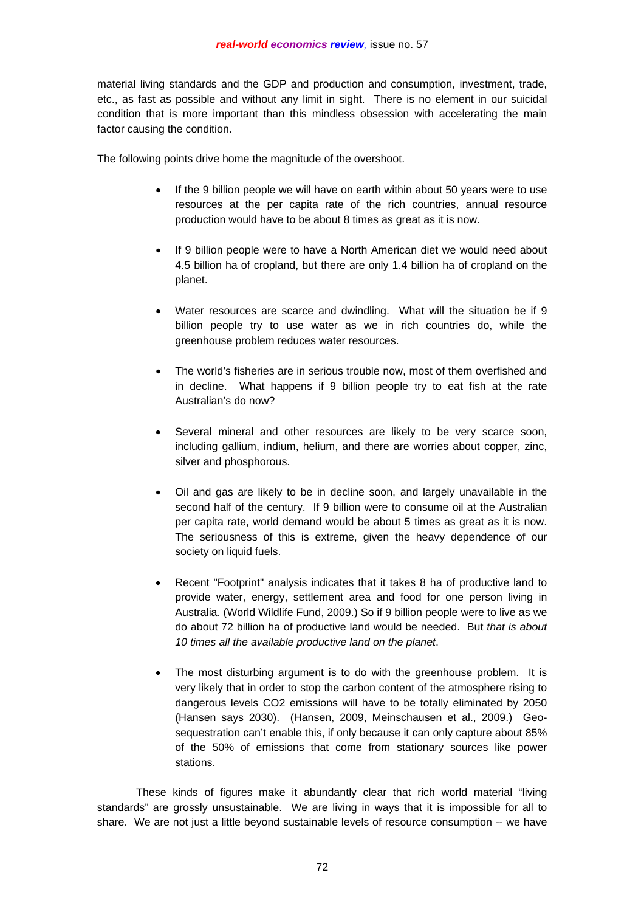material living standards and the GDP and production and consumption, investment, trade, etc., as fast as possible and without any limit in sight. There is no element in our suicidal condition that is more important than this mindless obsession with accelerating the main factor causing the condition.

The following points drive home the magnitude of the overshoot.

- If the 9 billion people we will have on earth within about 50 years were to use resources at the per capita rate of the rich countries, annual resource production would have to be about 8 times as great as it is now.

- If 9 billion people were to have a North American diet we would need about 4.5 billion ha of cropland, but there are only 1.4 billion ha of cropland on the planet.

- Water resources are scarce and dwindling. What will the situation be if 9 billion people try to use water as we in rich countries do, while the greenhouse problem reduces water resources.

- The world's fisheries are in serious trouble now, most of them overfished and in decline. What happens if 9 billion people try to eat fish at the rate Australian's do now?

- Several mineral and other resources are likely to be very scarce soon, including gallium, indium, helium, and there are worries about copper, zinc, silver and phosphorous.

- Oil and gas are likely to be in decline soon, and largely unavailable in the second half of the century. If 9 billion were to consume oil at the Australian per capita rate, world demand would be about 5 times as great as it is now. The seriousness of this is extreme, given the heavy dependence of our society on liquid fuels.

- Recent "Footprint" analysis indicates that it takes 8 ha of productive land to provide water, energy, settlement area and food for one person living in Australia. (World Wildlife Fund, 2009.) So if 9 billion people were to live as we do about 72 billion ha of productive land would be needed. But *that is about 10 times all the available productive land on the planet*.

- The most disturbing argument is to do with the greenhouse problem. It is very likely that in order to stop the carbon content of the atmosphere rising to dangerous levels $CO_2$ emissions will have to be totally eliminated by 2050 (Hansen says 2030). (Hansen, 2009, Meinschausen et al., 2009.) Geo-sequestration can't enable this, if only because it can only capture about 85% of the 50% of emissions that come from stationary sources like power stations.

These kinds of figures make it abundantly clear that rich world material "living standards" are grossly unsustainable. We are living in ways that it is impossible for all to share. We are not just a little beyond sustainable levels of resource consumption -- we have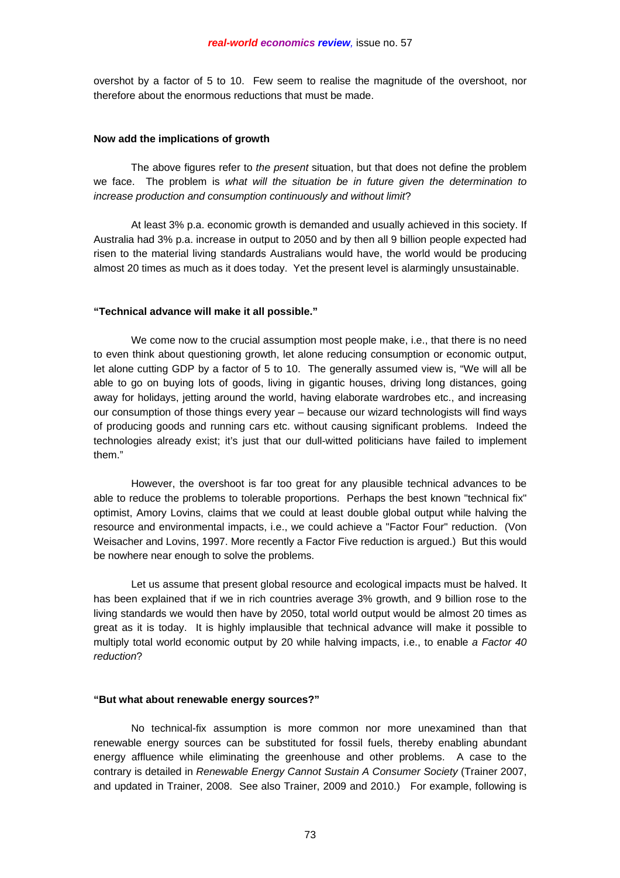overshot by a factor of 5 to 10. Few seem to realise the magnitude of the overshoot, nor therefore about the enormous reductions that must be made.

**Now add the implications of growth**

The above figures refer to *the present* situation, but that does not define the problem we face. The problem is *what will the situation be in future given the determination to increase production and consumption continuously and without limit*?

At least 3% p.a. economic growth is demanded and usually achieved in this society. If Australia had 3% p.a. increase in output to 2050 and by then all 9 billion people expected had risen to the material living standards Australians would have, the world would be producing almost 20 times as much as it does today. Yet the present level is alarmingly unsustainable.

**"Technical advance will make it all possible."**

We come now to the crucial assumption most people make, i.e., that there is no need to even think about questioning growth, let alone reducing consumption or economic output, let alone cutting GDP by a factor of 5 to 10. The generally assumed view is, "We will all be able to go on buying lots of goods, living in gigantic houses, driving long distances, going away for holidays, jetting around the world, having elaborate wardrobes etc., and increasing our consumption of those things every year – because our wizard technologists will find ways of producing goods and running cars etc. without causing significant problems. Indeed the technologies already exist; it's just that our dull-witted politicians have failed to implement them."

However, the overshoot is far too great for any plausible technical advances to be able to reduce the problems to tolerable proportions. Perhaps the best known "technical fix" optimist, Amory Lovins, claims that we could at least double global output while halving the resource and environmental impacts, i.e., we could achieve a "Factor Four" reduction. (Von Weisacher and Lovins, 1997. More recently a Factor Five reduction is argued.) But this would be nowhere near enough to solve the problems.

Let us assume that present global resource and ecological impacts must be halved. It has been explained that if we in rich countries average 3% growth, and 9 billion rose to the living standards we would then have by 2050, total world output would be almost 20 times as great as it is today. It is highly implausible that technical advance will make it possible to multiply total world economic output by 20 while halving impacts, i.e., to enable *a Factor 40 reduction*?

**"But what about renewable energy sources?"**

No technical-fix assumption is more common nor more unexamined than that renewable energy sources can be substituted for fossil fuels, thereby enabling abundant energy affluence while eliminating the greenhouse and other problems. A case to the contrary is detailed in *Renewable Energy Cannot Sustain A Consumer Society* (Trainer 2007, and updated in Trainer, 2008. See also Trainer, 2009 and 2010.) For example, following is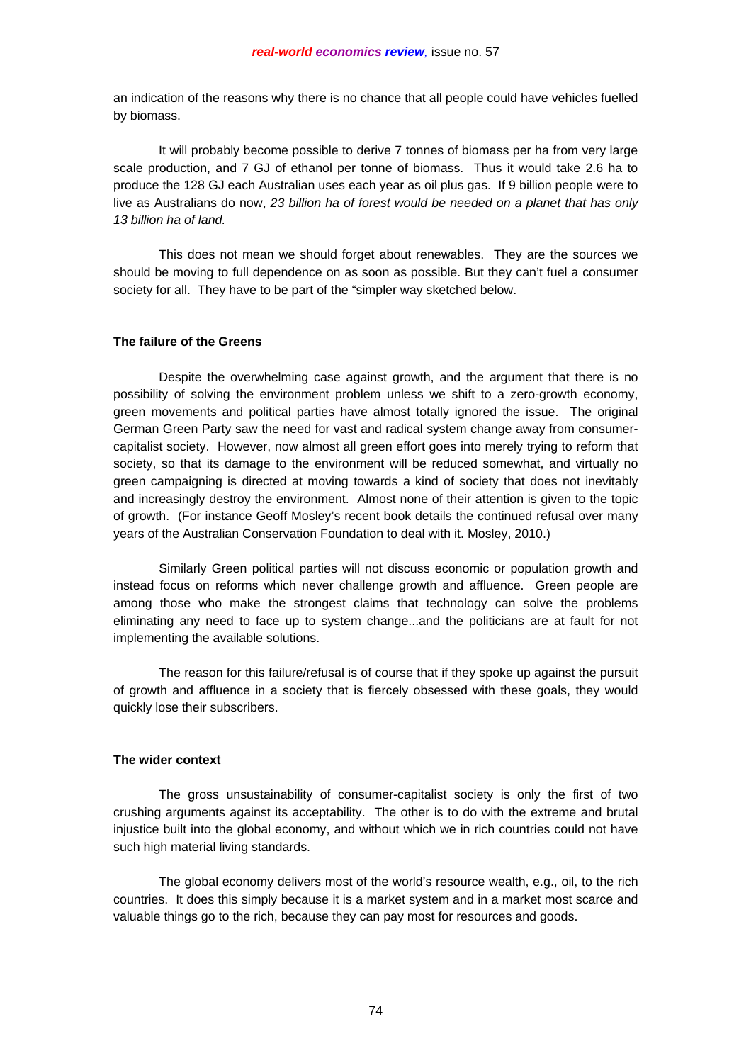an indication of the reasons why there is no chance that all people could have vehicles fuelled by biomass.

It will probably become possible to derive 7 tonnes of biomass per ha from very large scale production, and 7 GJ of ethanol per tonne of biomass. Thus it would take 2.6 ha to produce the 128 GJ each Australian uses each year as oil plus gas. If 9 billion people were to live as Australians do now, *23 billion ha of forest would be needed on a planet that has only 13 billion ha of land.*

This does not mean we should forget about renewables. They are the sources we should be moving to full dependence on as soon as possible. But they can't fuel a consumer society for all. They have to be part of the "simpler way sketched below.

**The failure of the Greens**

Despite the overwhelming case against growth, and the argument that there is no possibility of solving the environment problem unless we shift to a zero-growth economy, green movements and political parties have almost totally ignored the issue. The original German Green Party saw the need for vast and radical system change away from consumer-capitalist society. However, now almost all green effort goes into merely trying to reform that society, so that its damage to the environment will be reduced somewhat, and virtually no green campaigning is directed at moving towards a kind of society that does not inevitably and increasingly destroy the environment. Almost none of their attention is given to the topic of growth. (For instance Geoff Mosley's recent book details the continued refusal over many years of the Australian Conservation Foundation to deal with it. Mosley, 2010.)

Similarly Green political parties will not discuss economic or population growth and instead focus on reforms which never challenge growth and affluence. Green people are among those who make the strongest claims that technology can solve the problems eliminating any need to face up to system change...and the politicians are at fault for not implementing the available solutions.

The reason for this failure/refusal is of course that if they spoke up against the pursuit of growth and affluence in a society that is fiercely obsessed with these goals, they would quickly lose their subscribers.

**The wider context**

The gross unsustainability of consumer-capitalist society is only the first of two crushing arguments against its acceptability. The other is to do with the extreme and brutal injustice built into the global economy, and without which we in rich countries could not have such high material living standards.

The global economy delivers most of the world's resource wealth, e.g., oil, to the rich countries. It does this simply because it is a market system and in a market most scarce and valuable things go to the rich, because they can pay most for resources and goods.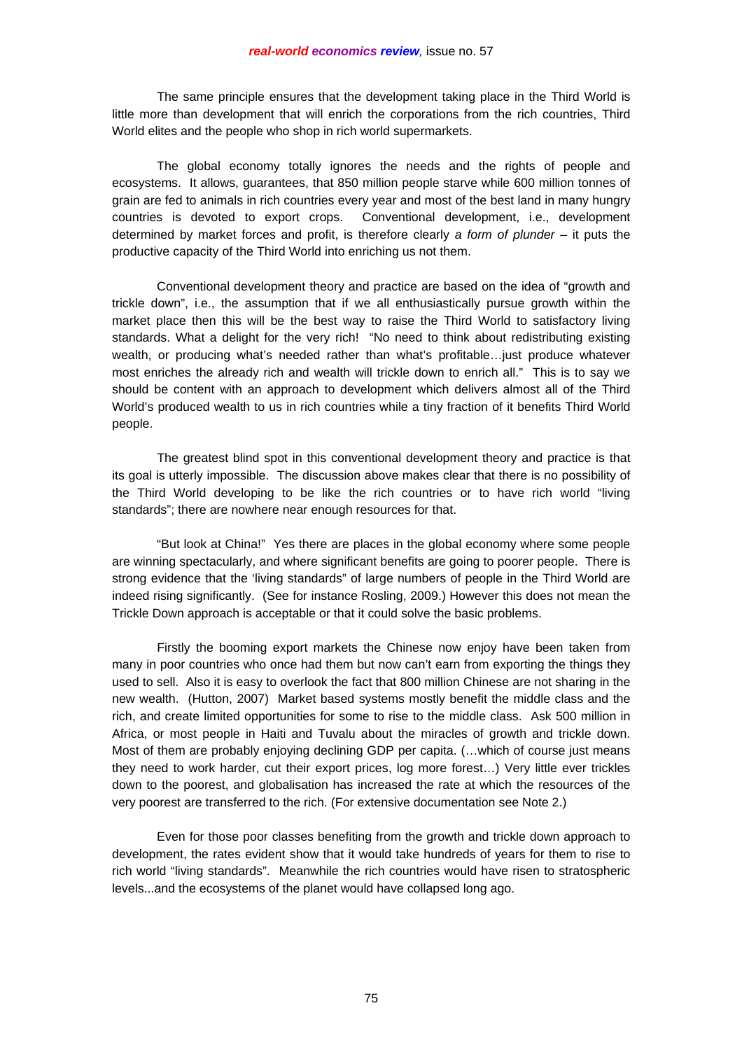The same principle ensures that the development taking place in the Third World is little more than development that will enrich the corporations from the rich countries, Third World elites and the people who shop in rich world supermarkets.

The global economy totally ignores the needs and the rights of people and ecosystems. It allows, guarantees, that 850 million people starve while 600 million tonnes of grain are fed to animals in rich countries every year and most of the best land in many hungry countries is devoted to export crops. Conventional development, i.e., development determined by market forces and profit, is therefore clearly *a form of plunder* – it puts the productive capacity of the Third World into enriching us not them.

Conventional development theory and practice are based on the idea of "growth and trickle down", i.e., the assumption that if we all enthusiastically pursue growth within the market place then this will be the best way to raise the Third World to satisfactory living standards. What a delight for the very rich! "No need to think about redistributing existing wealth, or producing what's needed rather than what's profitable…just produce whatever most enriches the already rich and wealth will trickle down to enrich all." This is to say we should be content with an approach to development which delivers almost all of the Third World's produced wealth to us in rich countries while a tiny fraction of it benefits Third World people.

The greatest blind spot in this conventional development theory and practice is that its goal is utterly impossible. The discussion above makes clear that there is no possibility of the Third World developing to be like the rich countries or to have rich world "living standards"; there are nowhere near enough resources for that.

"But look at China!" Yes there are places in the global economy where some people are winning spectacularly, and where significant benefits are going to poorer people. There is strong evidence that the 'living standards" of large numbers of people in the Third World are indeed rising significantly. (See for instance Rosling, 2009.) However this does not mean the Trickle Down approach is acceptable or that it could solve the basic problems.

Firstly the booming export markets the Chinese now enjoy have been taken from many in poor countries who once had them but now can't earn from exporting the things they used to sell. Also it is easy to overlook the fact that 800 million Chinese are not sharing in the new wealth. (Hutton, 2007) Market based systems mostly benefit the middle class and the rich, and create limited opportunities for some to rise to the middle class. Ask 500 million in Africa, or most people in Haiti and Tuvalu about the miracles of growth and trickle down. Most of them are probably enjoying declining GDP per capita. (…which of course just means they need to work harder, cut their export prices, log more forest…) Very little ever trickles down to the poorest, and globalisation has increased the rate at which the resources of the very poorest are transferred to the rich. (For extensive documentation see Note 2.)

Even for those poor classes benefiting from the growth and trickle down approach to development, the rates evident show that it would take hundreds of years for them to rise to rich world "living standards". Meanwhile the rich countries would have risen to stratospheric levels...and the ecosystems of the planet would have collapsed long ago.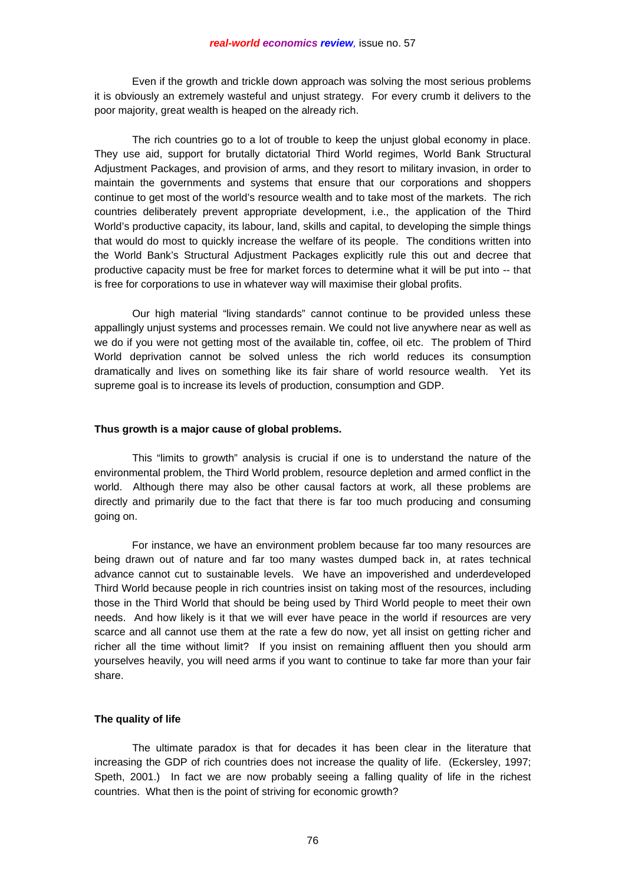Even if the growth and trickle down approach was solving the most serious problems it is obviously an extremely wasteful and unjust strategy. For every crumb it delivers to the poor majority, great wealth is heaped on the already rich.

The rich countries go to a lot of trouble to keep the unjust global economy in place. They use aid, support for brutally dictatorial Third World regimes, World Bank Structural Adjustment Packages, and provision of arms, and they resort to military invasion, in order to maintain the governments and systems that ensure that our corporations and shoppers continue to get most of the world's resource wealth and to take most of the markets. The rich countries deliberately prevent appropriate development, i.e., the application of the Third World's productive capacity, its labour, land, skills and capital, to developing the simple things that would do most to quickly increase the welfare of its people. The conditions written into the World Bank's Structural Adjustment Packages explicitly rule this out and decree that productive capacity must be free for market forces to determine what it will be put into -- that is free for corporations to use in whatever way will maximise their global profits.

Our high material "living standards" cannot continue to be provided unless these appallingly unjust systems and processes remain. We could not live anywhere near as well as we do if you were not getting most of the available tin, coffee, oil etc. The problem of Third World deprivation cannot be solved unless the rich world reduces its consumption dramatically and lives on something like its fair share of world resource wealth. Yet its supreme goal is to increase its levels of production, consumption and GDP.

**Thus growth is a major cause of global problems.**

This "limits to growth" analysis is crucial if one is to understand the nature of the environmental problem, the Third World problem, resource depletion and armed conflict in the world. Although there may also be other causal factors at work, all these problems are directly and primarily due to the fact that there is far too much producing and consuming going on.

For instance, we have an environment problem because far too many resources are being drawn out of nature and far too many wastes dumped back in, at rates technical advance cannot cut to sustainable levels. We have an impoverished and underdeveloped Third World because people in rich countries insist on taking most of the resources, including those in the Third World that should be being used by Third World people to meet their own needs. And how likely is it that we will ever have peace in the world if resources are very scarce and all cannot use them at the rate a few do now, yet all insist on getting richer and richer all the time without limit? If you insist on remaining affluent then you should arm yourselves heavily, you will need arms if you want to continue to take far more than your fair share.

**The quality of life**

The ultimate paradox is that for decades it has been clear in the literature that increasing the GDP of rich countries does not increase the quality of life. (Eckersley, 1997; Speth, 2001.) In fact we are now probably seeing a falling quality of life in the richest countries. What then is the point of striving for economic growth?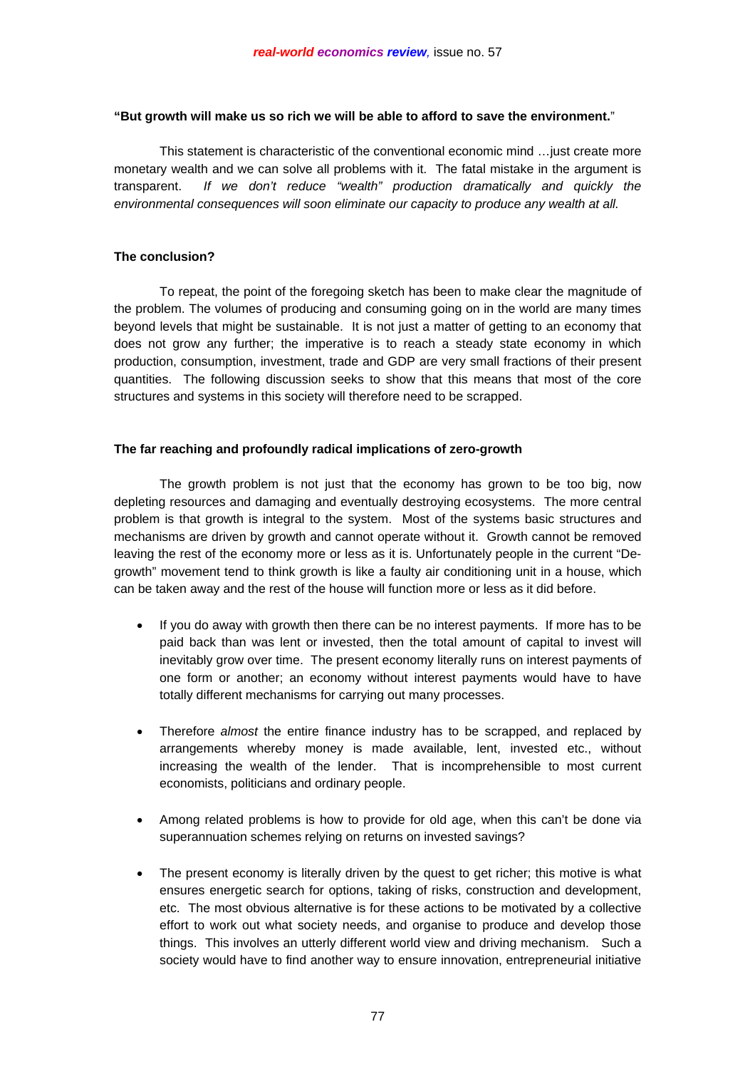**"But growth will make us so rich we will be able to afford to save the environment."**

This statement is characteristic of the conventional economic mind …just create more monetary wealth and we can solve all problems with it. The fatal mistake in the argument is transparent. *If we don't reduce "wealth" production dramatically and quickly the environmental consequences will soon eliminate our capacity to produce any wealth at all.*

**The conclusion?**

To repeat, the point of the foregoing sketch has been to make clear the magnitude of the problem. The volumes of producing and consuming going on in the world are many times beyond levels that might be sustainable. It is not just a matter of getting to an economy that does not grow any further; the imperative is to reach a steady state economy in which production, consumption, investment, trade and GDP are very small fractions of their present quantities. The following discussion seeks to show that this means that most of the core structures and systems in this society will therefore need to be scrapped.

**The far reaching and profoundly radical implications of zero-growth**

The growth problem is not just that the economy has grown to be too big, now depleting resources and damaging and eventually destroying ecosystems. The more central problem is that growth is integral to the system. Most of the systems basic structures and mechanisms are driven by growth and cannot operate without it. Growth cannot be removed leaving the rest of the economy more or less as it is. Unfortunately people in the current "De-growth" movement tend to think growth is like a faulty air conditioning unit in a house, which can be taken away and the rest of the house will function more or less as it did before.

- If you do away with growth then there can be no interest payments. If more has to be paid back than was lent or invested, then the total amount of capital to invest will inevitably grow over time. The present economy literally runs on interest payments of one form or another; an economy without interest payments would have to have totally different mechanisms for carrying out many processes.

- Therefore *almost* the entire finance industry has to be scrapped, and replaced by arrangements whereby money is made available, lent, invested etc., without increasing the wealth of the lender. That is incomprehensible to most current economists, politicians and ordinary people.

- Among related problems is how to provide for old age, when this can't be done via superannuation schemes relying on returns on invested savings?

- The present economy is literally driven by the quest to get richer; this motive is what ensures energetic search for options, taking of risks, construction and development, etc. The most obvious alternative is for these actions to be motivated by a collective effort to work out what society needs, and organise to produce and develop those things. This involves an utterly different world view and driving mechanism. Such a society would have to find another way to ensure innovation, entrepreneurial initiative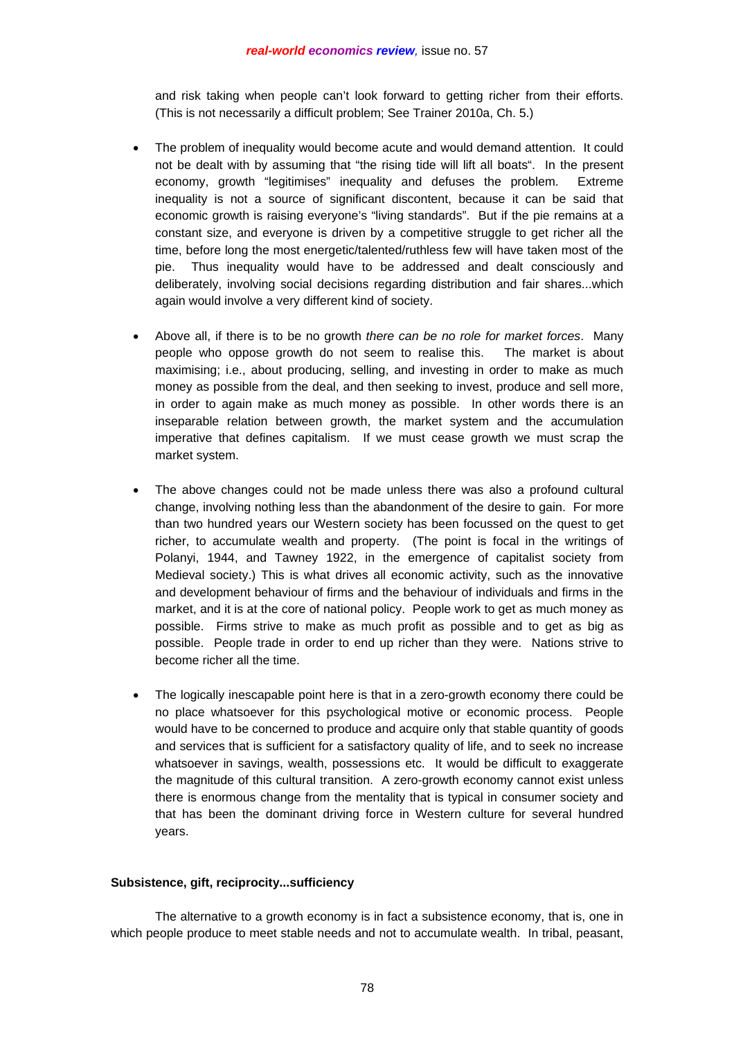and risk taking when people can't look forward to getting richer from their efforts. (This is not necessarily a difficult problem; See Trainer 2010a, Ch. 5.)

- The problem of inequality would become acute and would demand attention. It could not be dealt with by assuming that "the rising tide will lift all boats". In the present economy, growth "legitimises" inequality and defuses the problem. Extreme inequality is not a source of significant discontent, because it can be said that economic growth is raising everyone's "living standards". But if the pie remains at a constant size, and everyone is driven by a competitive struggle to get richer all the time, before long the most energetic/talented/ruthless few will have taken most of the pie. Thus inequality would have to be addressed and dealt consciously and deliberately, involving social decisions regarding distribution and fair shares...which again would involve a very different kind of society.

- Above all, if there is to be no growth *there can be no role for market forces*. Many people who oppose growth do not seem to realise this. The market is about maximising; i.e., about producing, selling, and investing in order to make as much money as possible from the deal, and then seeking to invest, produce and sell more, in order to again make as much money as possible. In other words there is an inseparable relation between growth, the market system and the accumulation imperative that defines capitalism. If we must cease growth we must scrap the market system.

- The above changes could not be made unless there was also a profound cultural change, involving nothing less than the abandonment of the desire to gain. For more than two hundred years our Western society has been focussed on the quest to get richer, to accumulate wealth and property. (The point is focal in the writings of Polanyi, 1944, and Tawney 1922, in the emergence of capitalist society from Medieval society.) This is what drives all economic activity, such as the innovative and development behaviour of firms and the behaviour of individuals and firms in the market, and it is at the core of national policy. People work to get as much money as possible. Firms strive to make as much profit as possible and to get as big as possible. People trade in order to end up richer than they were. Nations strive to become richer all the time.

- The logically inescapable point here is that in a zero-growth economy there could be no place whatsoever for this psychological motive or economic process. People would have to be concerned to produce and acquire only that stable quantity of goods and services that is sufficient for a satisfactory quality of life, and to seek no increase whatsoever in savings, wealth, possessions etc. It would be difficult to exaggerate the magnitude of this cultural transition. A zero-growth economy cannot exist unless there is enormous change from the mentality that is typical in consumer society and that has been the dominant driving force in Western culture for several hundred years.

**Subsistence, gift, reciprocity...sufficiency**

The alternative to a growth economy is in fact a subsistence economy, that is, one in which people produce to meet stable needs and not to accumulate wealth. In tribal, peasant,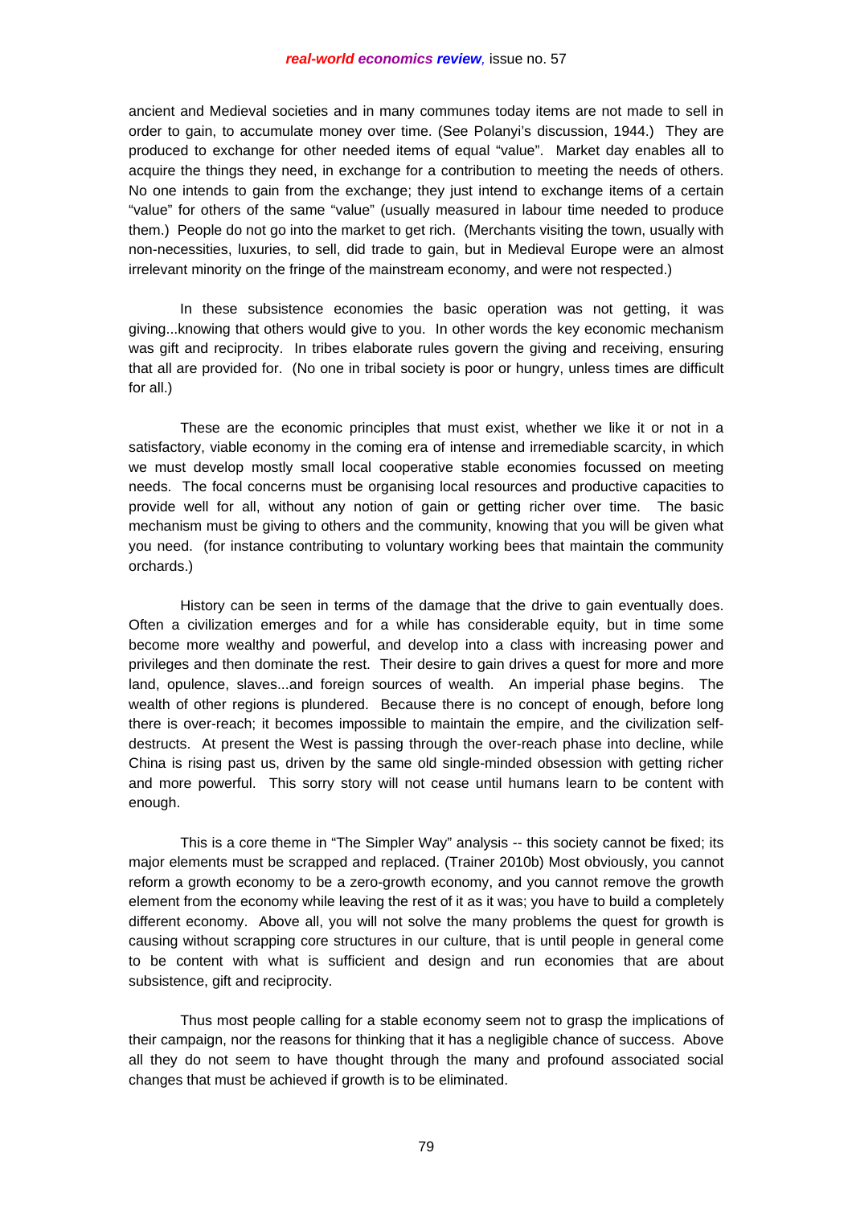ancient and Medieval societies and in many communes today items are not made to sell in order to gain, to accumulate money over time. (See Polanyi's discussion, 1944.) They are produced to exchange for other needed items of equal "value". Market day enables all to acquire the things they need, in exchange for a contribution to meeting the needs of others. No one intends to gain from the exchange; they just intend to exchange items of a certain "value" for others of the same "value" (usually measured in labour time needed to produce them.) People do not go into the market to get rich. (Merchants visiting the town, usually with non-necessities, luxuries, to sell, did trade to gain, but in Medieval Europe were an almost irrelevant minority on the fringe of the mainstream economy, and were not respected.)

In these subsistence economies the basic operation was not getting, it was giving...knowing that others would give to you. In other words the key economic mechanism was gift and reciprocity. In tribes elaborate rules govern the giving and receiving, ensuring that all are provided for. (No one in tribal society is poor or hungry, unless times are difficult for all.)

These are the economic principles that must exist, whether we like it or not in a satisfactory, viable economy in the coming era of intense and irremediable scarcity, in which we must develop mostly small local cooperative stable economies focussed on meeting needs. The focal concerns must be organising local resources and productive capacities to provide well for all, without any notion of gain or getting richer over time. The basic mechanism must be giving to others and the community, knowing that you will be given what you need. (for instance contributing to voluntary working bees that maintain the community orchards.)

History can be seen in terms of the damage that the drive to gain eventually does. Often a civilization emerges and for a while has considerable equity, but in time some become more wealthy and powerful, and develop into a class with increasing power and privileges and then dominate the rest. Their desire to gain drives a quest for more and more land, opulence, slaves...and foreign sources of wealth. An imperial phase begins. The wealth of other regions is plundered. Because there is no concept of enough, before long there is over-reach; it becomes impossible to maintain the empire, and the civilization self-destructs. At present the West is passing through the over-reach phase into decline, while China is rising past us, driven by the same old single-minded obsession with getting richer and more powerful. This sorry story will not cease until humans learn to be content with enough.

This is a core theme in "The Simpler Way" analysis -- this society cannot be fixed; its major elements must be scrapped and replaced. (Trainer 2010b) Most obviously, you cannot reform a growth economy to be a zero-growth economy, and you cannot remove the growth element from the economy while leaving the rest of it as it was; you have to build a completely different economy. Above all, you will not solve the many problems the quest for growth is causing without scrapping core structures in our culture, that is until people in general come to be content with what is sufficient and design and run economies that are about subsistence, gift and reciprocity.

Thus most people calling for a stable economy seem not to grasp the implications of their campaign, nor the reasons for thinking that it has a negligible chance of success. Above all they do not seem to have thought through the many and profound associated social changes that must be achieved if growth is to be eliminated.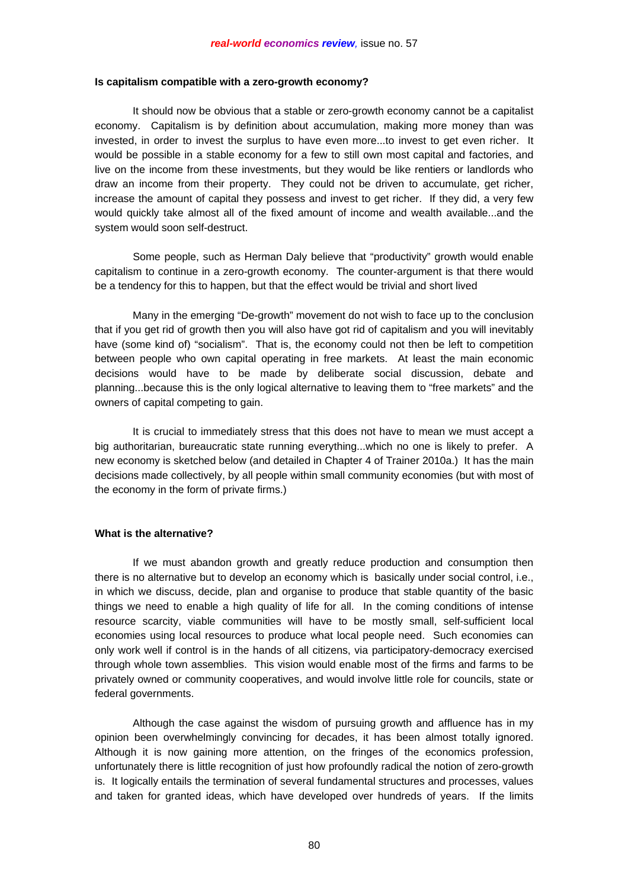**Is capitalism compatible with a zero-growth economy?**

It should now be obvious that a stable or zero-growth economy cannot be a capitalist economy. Capitalism is by definition about accumulation, making more money than was invested, in order to invest the surplus to have even more...to invest to get even richer. It would be possible in a stable economy for a few to still own most capital and factories, and live on the income from these investments, but they would be like rentiers or landlords who draw an income from their property. They could not be driven to accumulate, get richer, increase the amount of capital they possess and invest to get richer. If they did, a very few would quickly take almost all of the fixed amount of income and wealth available...and the system would soon self-destruct.

Some people, such as Herman Daly believe that "productivity" growth would enable capitalism to continue in a zero-growth economy. The counter-argument is that there would be a tendency for this to happen, but that the effect would be trivial and short lived

Many in the emerging "De-growth" movement do not wish to face up to the conclusion that if you get rid of growth then you will also have got rid of capitalism and you will inevitably have (some kind of) "socialism". That is, the economy could not then be left to competition between people who own capital operating in free markets. At least the main economic decisions would have to be made by deliberate social discussion, debate and planning...because this is the only logical alternative to leaving them to "free markets" and the owners of capital competing to gain.

It is crucial to immediately stress that this does not have to mean we must accept a big authoritarian, bureaucratic state running everything...which no one is likely to prefer. A new economy is sketched below (and detailed in Chapter 4 of Trainer 2010a.) It has the main decisions made collectively, by all people within small community economies (but with most of the economy in the form of private firms.)

**What is the alternative?**

If we must abandon growth and greatly reduce production and consumption then there is no alternative but to develop an economy which is basically under social control, i.e., in which we discuss, decide, plan and organise to produce that stable quantity of the basic things we need to enable a high quality of life for all. In the coming conditions of intense resource scarcity, viable communities will have to be mostly small, self-sufficient local economies using local resources to produce what local people need. Such economies can only work well if control is in the hands of all citizens, via participatory-democracy exercised through whole town assemblies. This vision would enable most of the firms and farms to be privately owned or community cooperatives, and would involve little role for councils, state or federal governments.

Although the case against the wisdom of pursuing growth and affluence has in my opinion been overwhelmingly convincing for decades, it has been almost totally ignored. Although it is now gaining more attention, on the fringes of the economics profession, unfortunately there is little recognition of just how profoundly radical the notion of zero-growth is. It logically entails the termination of several fundamental structures and processes, values and taken for granted ideas, which have developed over hundreds of years. If the limits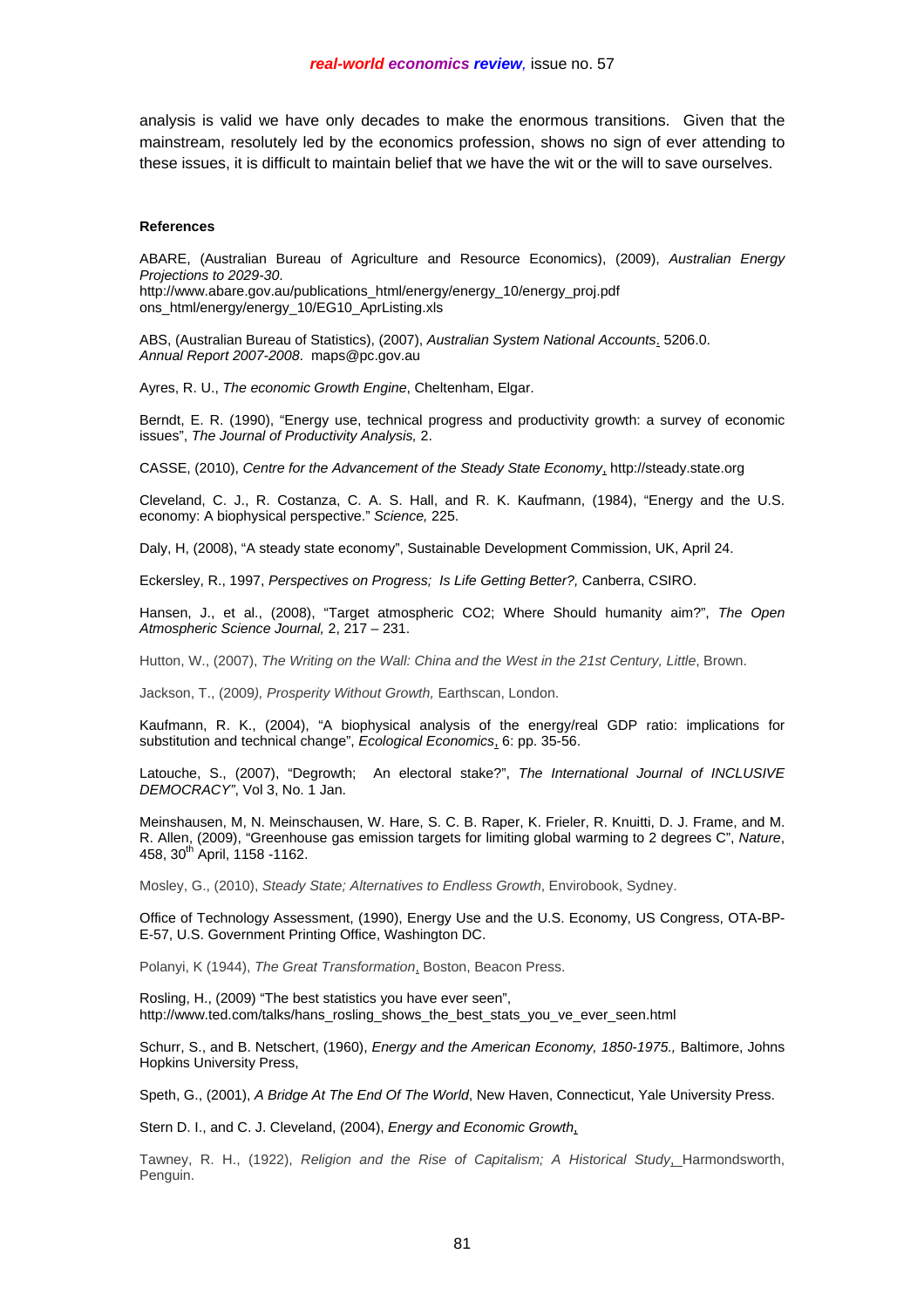analysis is valid we have only decades to make the enormous transitions. Given that the mainstream, resolutely led by the economics profession, shows no sign of ever attending to these issues, it is difficult to maintain belief that we have the wit or the will to save ourselves.

**References**

ABARE, (Australian Bureau of Agriculture and Resource Economics), (2009), *Australian Energy Projections to 2029-30*.
http://www.abare.gov.au/publications_html/energy/energy_10/energy_proj.pdf
ons_html/energy/energy_10/EG10_AprListing.xls

ABS, (Australian Bureau of Statistics), (2007), *Australian System National Accounts*. 5206.0. *Annual Report 2007-2008*. maps@pc.gov.au

Ayres, R. U., *The economic Growth Engine*, Cheltenham, Elgar.

Berndt, E. R. (1990), "Energy use, technical progress and productivity growth: a survey of economic issues", *The Journal of Productivity Analysis,* 2.

CASSE, (2010), *Centre for the Advancement of the Steady State Economy*, http://steady.state.org

Cleveland, C. J., R. Costanza, C. A. S. Hall, and R. K. Kaufmann, (1984), "Energy and the U.S. economy: A biophysical perspective." *Science,* 225.

Daly, H, (2008), "A steady state economy", Sustainable Development Commission, UK, April 24.

Eckersley, R., 1997, *Perspectives on Progress; Is Life Getting Better?,* Canberra, CSIRO.

Hansen, J., et al., (2008), "Target atmospheric CO2; Where Should humanity aim?", *The Open Atmospheric Science Journal,* 2, 217 – 231.

Hutton, W., (2007), *The Writing on the Wall: China and the West in the 21st Century, Little*, Brown.

Jackson, T., (2009*), Prosperity Without Growth,* Earthscan, London.

Kaufmann, R. K., (2004), "A biophysical analysis of the energy/real GDP ratio: implications for substitution and technical change", *Ecological Economics*, 6: pp. 35-56.

Latouche, S., (2007), "Degrowth; An electoral stake?", *The International Journal of INCLUSIVE DEMOCRACY"*, Vol 3, No. 1 Jan.

Meinshausen, M, N. Meinschausen, W. Hare, S. C. B. Raper, K. Frieler, R. Knuitti, D. J. Frame, and M. R. Allen, (2009), "Greenhouse gas emission targets for limiting global warming to 2 degrees C", *Nature*, 458, 30th April, 1158 -1162.

Mosley, G., (2010), *Steady State; Alternatives to Endless Growth*, Envirobook, Sydney.

Office of Technology Assessment, (1990), Energy Use and the U.S. Economy, US Congress, OTA-BP-E-57, U.S. Government Printing Office, Washington DC.

Polanyi, K (1944), *The Great Transformation*, Boston, Beacon Press.

Rosling, H., (2009) "The best statistics you have ever seen",
http://www.ted.com/talks/hans_rosling_shows_the_best_stats_you_ve_ever_seen.html

Schurr, S., and B. Netschert, (1960), *Energy and the American Economy, 1850-1975.,* Baltimore, Johns Hopkins University Press,

Speth, G., (2001), *A Bridge At The End Of The World*, New Haven, Connecticut, Yale University Press.

Stern D. I., and C. J. Cleveland, (2004), *Energy and Economic Growth*,

Tawney, R. H., (1922), *Religion and the Rise of Capitalism; A Historical Study*, Harmondsworth, Penguin.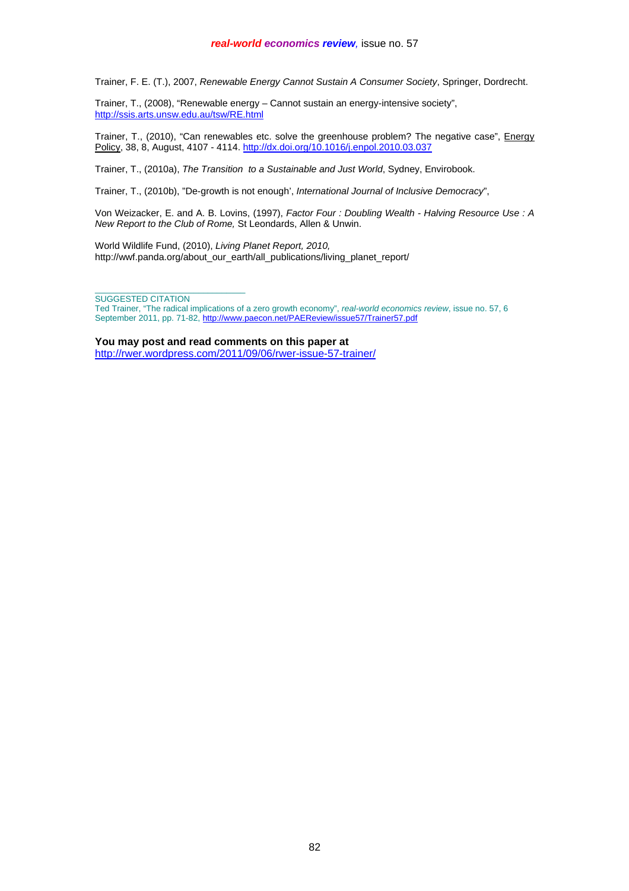Trainer, F. E. (T.), 2007, *Renewable Energy Cannot Sustain A Consumer Society*, Springer, Dordrecht.

Trainer, T., (2008), "Renewable energy – Cannot sustain an energy-intensive society", http://ssis.arts.unsw.edu.au/tsw/RE.html

Trainer, T., (2010), "Can renewables etc. solve the greenhouse problem? The negative case", Energy Policy, 38, 8, August, 4107 - 4114. http://dx.doi.org/10.1016/j.enpol.2010.03.037

Trainer, T., (2010a), *The Transition to a Sustainable and Just World*, Sydney, Envirobook.

Trainer, T., (2010b), "De-growth is not enough', *International Journal of Inclusive Democracy*",

Von Weizacker, E. and A. B. Lovins, (1997), *Factor Four : Doubling Wealth - Halving Resource Use : A New Report to the Club of Rome,* St Leondards, Allen & Unwin.

World Wildlife Fund, (2010), *Living Planet Report, 2010,* http://wwf.panda.org/about_our_earth/all_publications/living_planet_report/

---

SUGGESTED CITATION
Ted Trainer, "The radical implications of a zero growth economy", *real-world economics review*, issue no. 57, 6 September 2011, pp. 71-82, http://www.paecon.net/PAEReview/issue57/Trainer57.pdf

**You may post and read comments on this paper at**
http://rwer.wordpress.com/2011/09/06/rwer-issue-57-trainer/